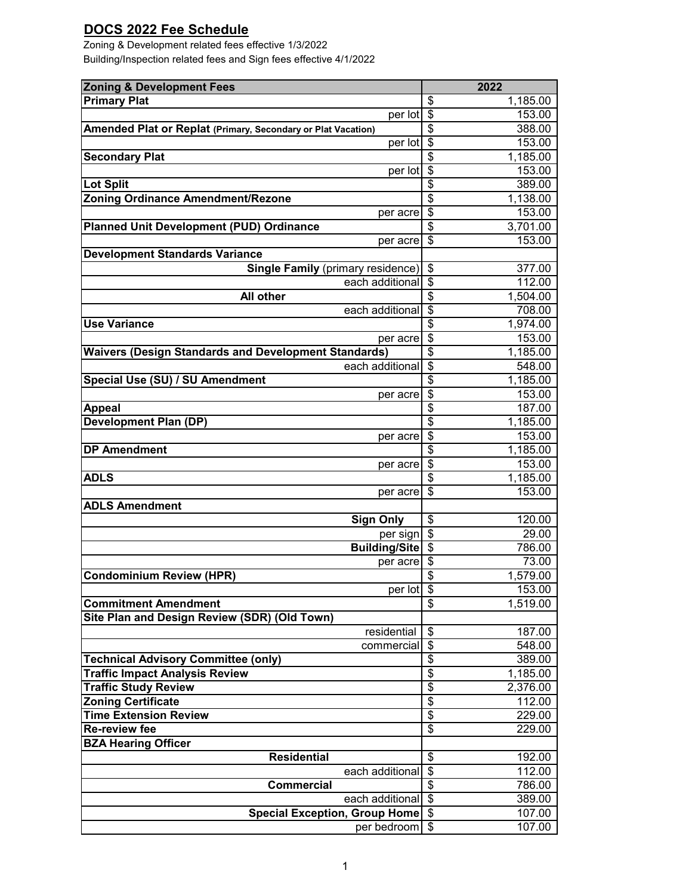# DOCS 2022 Fee Schedule

Zoning & Development related fees effective 1/3/2022

Building/Inspection related fees and Sign fees effective 4/1/2022

| Zoning & Development Fees | 2022 |
|---|---|
| **Primary Plat** | $ 1,185.00 |
| per lot | $ 153.00 |
| **Amended Plat or Replat** (Primary, Secondary or Plat Vacation) | $ 388.00 |
| per lot | $ 153.00 |
| **Secondary Plat** | $ 1,185.00 |
| per lot | $ 153.00 |
| **Lot Split** | $ 389.00 |
| **Zoning Ordinance Amendment/Rezone** | $ 1,138.00 |
| per acre | $ 153.00 |
| **Planned Unit Development (PUD) Ordinance** | $ 3,701.00 |
| per acre | $ 153.00 |
| **Development Standards Variance** | |
| **Single Family** (primary residence) | $ 377.00 |
| each additional | $ 112.00 |
| **All other** | $ 1,504.00 |
| each additional | $ 708.00 |
| **Use Variance** | $ 1,974.00 |
| per acre | $ 153.00 |
| **Waivers (Design Standards and Development Standards)** | $ 1,185.00 |
| each additional | $ 548.00 |
| **Special Use (SU) / SU Amendment** | $ 1,185.00 |
| per acre | $ 153.00 |
| **Appeal** | $ 187.00 |
| **Development Plan (DP)** | $ 1,185.00 |
| per acre | $ 153.00 |
| **DP Amendment** | $ 1,185.00 |
| per acre | $ 153.00 |
| **ADLS** | $ 1,185.00 |
| per acre | $ 153.00 |
| **ADLS Amendment** | |
| **Sign Only** | $ 120.00 |
| per sign | $ 29.00 |
| **Building/Site** | $ 786.00 |
| per acre | $ 73.00 |
| **Condominium Review (HPR)** | $ 1,579.00 |
| per lot | $ 153.00 |
| **Commitment Amendment** | $ 1,519.00 |
| **Site Plan and Design Review (SDR) (Old Town)** | |
| residential | $ 187.00 |
| commercial | $ 548.00 |
| **Technical Advisory Committee (only)** | $ 389.00 |
| **Traffic Impact Analysis Review** | $ 1,185.00 |
| **Traffic Study Review** | $ 2,376.00 |
| **Zoning Certificate** | $ 112.00 |
| **Time Extension Review** | $ 229.00 |
| **Re-review fee** | $ 229.00 |
| **BZA Hearing Officer** | |
| **Residential** | $ 192.00 |
| each additional | $ 112.00 |
| **Commercial** | $ 786.00 |
| each additional | $ 389.00 |
| **Special Exception, Group Home** | $ 107.00 |
| per bedroom | $ 107.00 |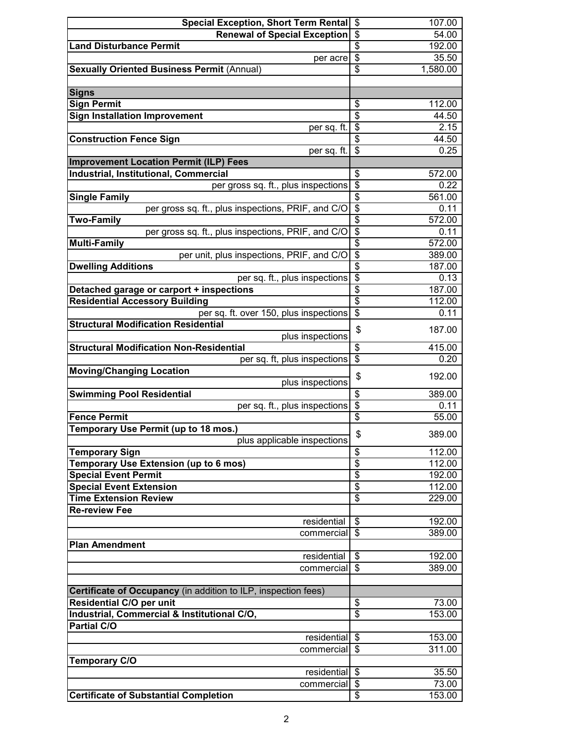| Item | | Fee |
|---|---|---|
| **Special Exception, Short Term Rental** | $ | 107.00 |
| **Renewal of Special Exception** | $ | 54.00 |
| **Land Disturbance Permit** | $ | 192.00 |
| per acre | $ | 35.50 |
| **Sexually Oriented Business Permit** (Annual) | $ | 1,580.00 |
| | | |
| **Signs** | | |
| **Sign Permit** | $ | 112.00 |
| **Sign Installation Improvement** | $ | 44.50 |
| per sq. ft. | $ | 2.15 |
| **Construction Fence Sign** | $ | 44.50 |
| per sq. ft. | $ | 0.25 |
| **Improvement Location Permit (ILP) Fees** | | |
| **Industrial, Institutional, Commercial** | $ | 572.00 |
| per gross sq. ft., plus inspections | $ | 0.22 |
| **Single Family** | $ | 561.00 |
| per gross sq. ft., plus inspections, PRIF, and C/O | $ | 0.11 |
| **Two-Family** | $ | 572.00 |
| per gross sq. ft., plus inspections, PRIF, and C/O | $ | 0.11 |
| **Multi-Family** | $ | 572.00 |
| per unit, plus inspections, PRIF, and C/O | $ | 389.00 |
| **Dwelling Additions** | $ | 187.00 |
| per sq. ft., plus inspections | $ | 0.13 |
| **Detached garage or carport + inspections** | $ | 187.00 |
| **Residential Accessory Building** | $ | 112.00 |
| per sq. ft. over 150, plus inspections | $ | 0.11 |
| **Structural Modification Residential** plus inspections | $ | 187.00 |
| **Structural Modification Non-Residential** | $ | 415.00 |
| per sq. ft, plus inspections | $ | 0.20 |
| **Moving/Changing Location** plus inspections | $ | 192.00 |
| **Swimming Pool Residential** | $ | 389.00 |
| per sq. ft., plus inspections | $ | 0.11 |
| **Fence Permit** | $ | 55.00 |
| **Temporary Use Permit (up to 18 mos.)** plus applicable inspections | $ | 389.00 |
| **Temporary Sign** | $ | 112.00 |
| **Temporary Use Extension (up to 6 mos)** | $ | 112.00 |
| **Special Event Permit** | $ | 192.00 |
| **Special Event Extension** | $ | 112.00 |
| **Time Extension Review** | $ | 229.00 |
| **Re-review Fee** | | |
| residential | $ | 192.00 |
| commercial | $ | 389.00 |
| **Plan Amendment** | | |
| residential | $ | 192.00 |
| commercial | $ | 389.00 |
| | | |
| **Certificate of Occupancy** (in addition to ILP, inspection fees) | | |
| **Residential C/O per unit** | $ | 73.00 |
| **Industrial, Commercial & Institutional C/O,** | $ | 153.00 |
| **Partial C/O** | | |
| residential | $ | 153.00 |
| commercial | $ | 311.00 |
| **Temporary C/O** | | |
| residential | $ | 35.50 |
| commercial | $ | 73.00 |
| **Certificate of Substantial Completion** | $ | 153.00 |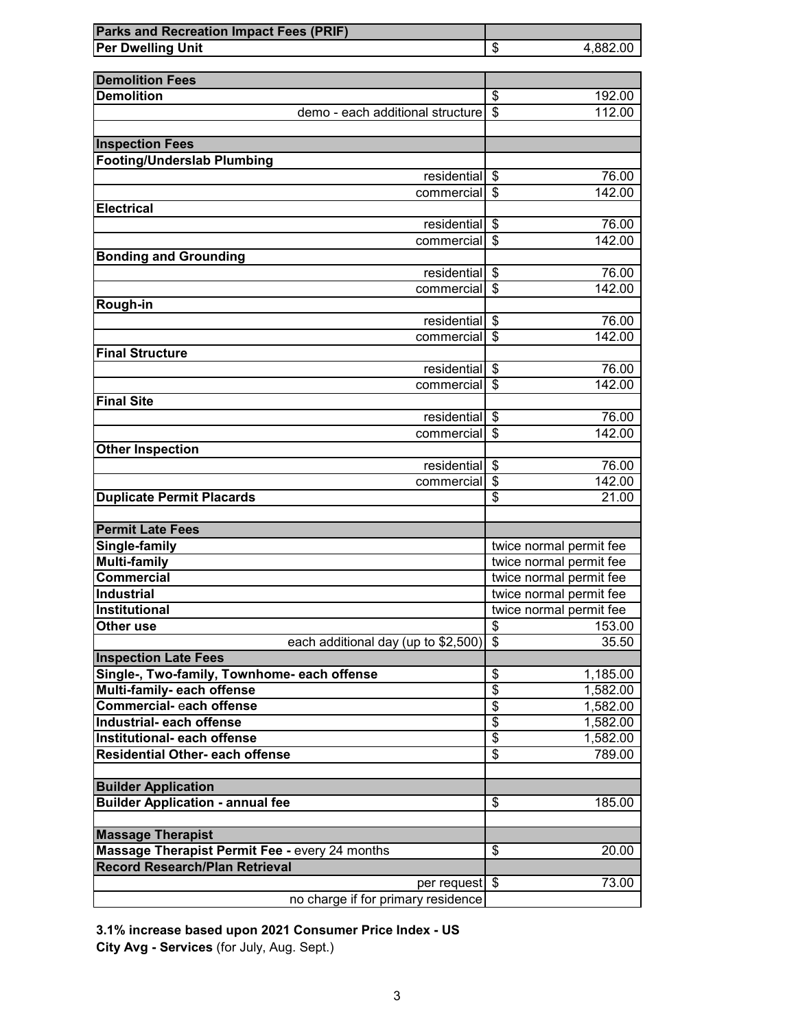| | |
|---|---|
| **Parks and Recreation Impact Fees (PRIF)** | |
| **Per Dwelling Unit** | $ 4,882.00 |

| | |
|---|---|
| **Demolition Fees** | |
| **Demolition** | $ 192.00 |
| demo - each additional structure | $ 112.00 |
| | |
| **Inspection Fees** | |
| **Footing/Underslab Plumbing** | |
| residential | $ 76.00 |
| commercial | $ 142.00 |
| **Electrical** | |
| residential | $ 76.00 |
| commercial | $ 142.00 |
| **Bonding and Grounding** | |
| residential | $ 76.00 |
| commercial | $ 142.00 |
| **Rough-in** | |
| residential | $ 76.00 |
| commercial | $ 142.00 |
| **Final Structure** | |
| residential | $ 76.00 |
| commercial | $ 142.00 |
| **Final Site** | |
| residential | $ 76.00 |
| commercial | $ 142.00 |
| **Other Inspection** | |
| residential | $ 76.00 |
| commercial | $ 142.00 |
| **Duplicate Permit Placards** | $ 21.00 |
| | |
| **Permit Late Fees** | |
| **Single-family** | twice normal permit fee |
| **Multi-family** | twice normal permit fee |
| **Commercial** | twice normal permit fee |
| **Industrial** | twice normal permit fee |
| **Institutional** | twice normal permit fee |
| **Other use** | $ 153.00 |
| each additional day (up to $2,500) | $ 35.50 |
| **Inspection Late Fees** | |
| **Single-, Two-family, Townhome- each offense** | $ 1,185.00 |
| **Multi-family- each offense** | $ 1,582.00 |
| **Commercial- each offense** | $ 1,582.00 |
| **Industrial- each offense** | $ 1,582.00 |
| **Institutional- each offense** | $ 1,582.00 |
| **Residential Other- each offense** | $ 789.00 |
| | |
| **Builder Application** | |
| **Builder Application - annual fee** | $ 185.00 |
| | |
| **Massage Therapist** | |
| **Massage Therapist Permit Fee -** every 24 months | $ 20.00 |
| **Record Research/Plan Retrieval** | |
| per request | $ 73.00 |
| no charge if for primary residence | |

**3.1% increase based upon 2021 Consumer Price Index - US City Avg - Services** (for July, Aug. Sept.)